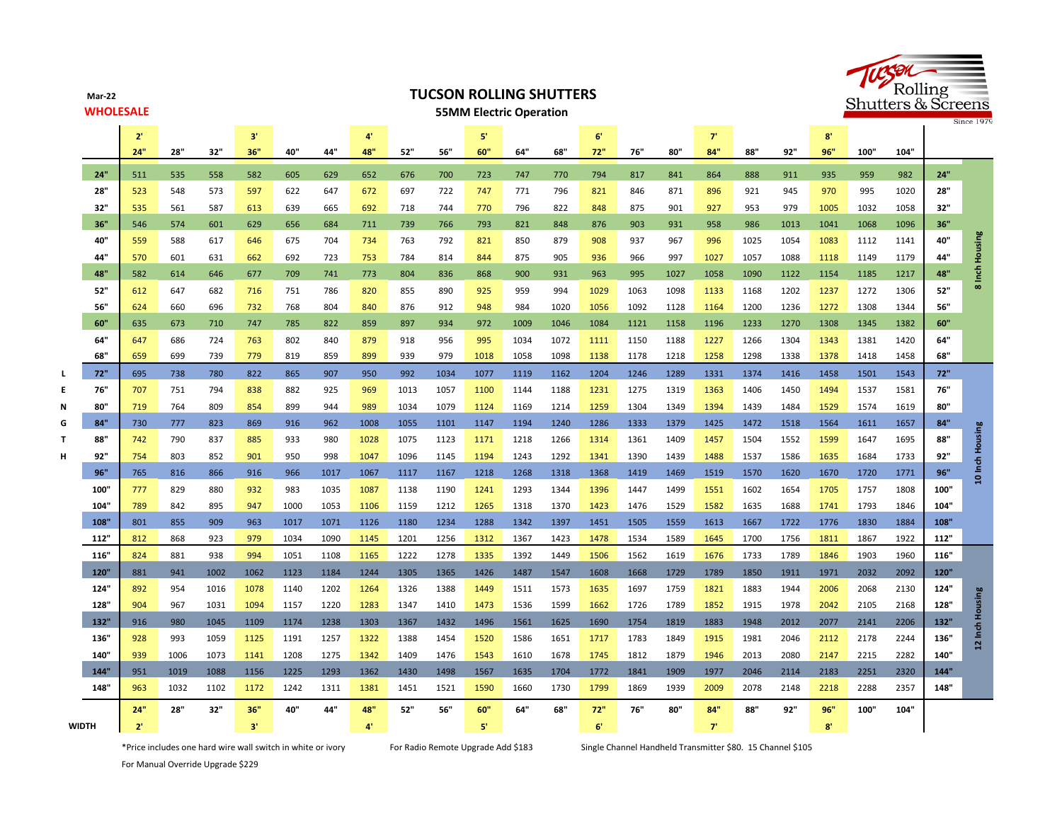Mar-22

**WHOLESALE**

# TUCSON ROLLING SHUTTERS

## 55MM Electric Operation

Tucson Rolling Shutters & Screens Since 1979

| LENGTH | 24" (2') | 28" | 32" | 36" (3') | 40" | 44" | 48" (4') | 52" | 56" | 60" (5') | 64" | 68" | 72" (6') | 76" | 80" | 84" (7') | 88" | 92" | 96" (8') | 100" | 104" | | Housing |
|---|---|---|---|---|---|---|---|---|---|---|---|---|---|---|---|---|---|---|---|---|---|---|---|
| 24" | 511 | 535 | 558 | 582 | 605 | 629 | 652 | 676 | 700 | 723 | 747 | 770 | 794 | 817 | 841 | 864 | 888 | 911 | 935 | 959 | 982 | 24" | 8 Inch Housing |
| 28" | 523 | 548 | 573 | 597 | 622 | 647 | 672 | 697 | 722 | 747 | 771 | 796 | 821 | 846 | 871 | 896 | 921 | 945 | 970 | 995 | 1020 | 28" | |
| 32" | 535 | 561 | 587 | 613 | 639 | 665 | 692 | 718 | 744 | 770 | 796 | 822 | 848 | 875 | 901 | 927 | 953 | 979 | 1005 | 1032 | 1058 | 32" | |
| 36" | 546 | 574 | 601 | 629 | 656 | 684 | 711 | 739 | 766 | 793 | 821 | 848 | 876 | 903 | 931 | 958 | 986 | 1013 | 1041 | 1068 | 1096 | 36" | |
| 40" | 559 | 588 | 617 | 646 | 675 | 704 | 734 | 763 | 792 | 821 | 850 | 879 | 908 | 937 | 967 | 996 | 1025 | 1054 | 1083 | 1112 | 1141 | 40" | |
| 44" | 570 | 601 | 631 | 662 | 692 | 723 | 753 | 784 | 814 | 844 | 875 | 905 | 936 | 966 | 997 | 1027 | 1057 | 1088 | 1118 | 1149 | 1179 | 44" | |
| 48" | 582 | 614 | 646 | 677 | 709 | 741 | 773 | 804 | 836 | 868 | 900 | 931 | 963 | 995 | 1027 | 1058 | 1090 | 1122 | 1154 | 1185 | 1217 | 48" | |
| 52" | 612 | 647 | 682 | 716 | 751 | 786 | 820 | 855 | 890 | 925 | 959 | 994 | 1029 | 1063 | 1098 | 1133 | 1168 | 1202 | 1237 | 1272 | 1306 | 52" | |
| 56" | 624 | 660 | 696 | 732 | 768 | 804 | 840 | 876 | 912 | 948 | 984 | 1020 | 1056 | 1092 | 1128 | 1164 | 1200 | 1236 | 1272 | 1308 | 1344 | 56" | |
| 60" | 635 | 673 | 710 | 747 | 785 | 822 | 859 | 897 | 934 | 972 | 1009 | 1046 | 1084 | 1121 | 1158 | 1196 | 1233 | 1270 | 1308 | 1345 | 1382 | 60" | |
| 64" | 647 | 686 | 724 | 763 | 802 | 840 | 879 | 918 | 956 | 995 | 1034 | 1072 | 1111 | 1150 | 1188 | 1227 | 1266 | 1304 | 1343 | 1381 | 1420 | 64" | |
| 68" | 659 | 699 | 739 | 779 | 819 | 859 | 899 | 939 | 979 | 1018 | 1058 | 1098 | 1138 | 1178 | 1218 | 1258 | 1298 | 1338 | 1378 | 1418 | 1458 | 68" | |
| 72" | 695 | 738 | 780 | 822 | 865 | 907 | 950 | 992 | 1034 | 1077 | 1119 | 1162 | 1204 | 1246 | 1289 | 1331 | 1374 | 1416 | 1458 | 1501 | 1543 | 72" | 10 Inch Housing |
| 76" | 707 | 751 | 794 | 838 | 882 | 925 | 969 | 1013 | 1057 | 1100 | 1144 | 1188 | 1231 | 1275 | 1319 | 1363 | 1406 | 1450 | 1494 | 1537 | 1581 | 76" | |
| 80" | 719 | 764 | 809 | 854 | 899 | 944 | 989 | 1034 | 1079 | 1124 | 1169 | 1214 | 1259 | 1304 | 1349 | 1394 | 1439 | 1484 | 1529 | 1574 | 1619 | 80" | |
| 84" | 730 | 777 | 823 | 869 | 916 | 962 | 1008 | 1055 | 1101 | 1147 | 1194 | 1240 | 1286 | 1333 | 1379 | 1425 | 1472 | 1518 | 1564 | 1611 | 1657 | 84" | |
| 88" | 742 | 790 | 837 | 885 | 933 | 980 | 1028 | 1075 | 1123 | 1171 | 1218 | 1266 | 1314 | 1361 | 1409 | 1457 | 1504 | 1552 | 1599 | 1647 | 1695 | 88" | |
| 92" | 754 | 803 | 852 | 901 | 950 | 998 | 1047 | 1096 | 1145 | 1194 | 1243 | 1292 | 1341 | 1390 | 1439 | 1488 | 1537 | 1586 | 1635 | 1684 | 1733 | 92" | |
| 96" | 765 | 816 | 866 | 916 | 966 | 1017 | 1067 | 1117 | 1167 | 1218 | 1268 | 1318 | 1368 | 1419 | 1469 | 1519 | 1570 | 1620 | 1670 | 1720 | 1771 | 96" | |
| 100" | 777 | 829 | 880 | 932 | 983 | 1035 | 1087 | 1138 | 1190 | 1241 | 1293 | 1344 | 1396 | 1447 | 1499 | 1551 | 1602 | 1654 | 1705 | 1757 | 1808 | 100" | |
| 104" | 789 | 842 | 895 | 947 | 1000 | 1053 | 1106 | 1159 | 1212 | 1265 | 1318 | 1370 | 1423 | 1476 | 1529 | 1582 | 1635 | 1688 | 1741 | 1793 | 1846 | 104" | |
| 108" | 801 | 855 | 909 | 963 | 1017 | 1071 | 1126 | 1180 | 1234 | 1288 | 1342 | 1397 | 1451 | 1505 | 1559 | 1613 | 1667 | 1722 | 1776 | 1830 | 1884 | 108" | |
| 112" | 812 | 868 | 923 | 979 | 1034 | 1090 | 1145 | 1201 | 1256 | 1312 | 1367 | 1423 | 1478 | 1534 | 1589 | 1645 | 1700 | 1756 | 1811 | 1867 | 1922 | 112" | |
| 116" | 824 | 881 | 938 | 994 | 1051 | 1108 | 1165 | 1222 | 1278 | 1335 | 1392 | 1449 | 1506 | 1562 | 1619 | 1676 | 1733 | 1789 | 1846 | 1903 | 1960 | 116" | |
| 120" | 881 | 941 | 1002 | 1062 | 1123 | 1184 | 1244 | 1305 | 1365 | 1426 | 1487 | 1547 | 1608 | 1668 | 1729 | 1789 | 1850 | 1911 | 1971 | 2032 | 2092 | 120" | 12 Inch Housing |
| 124" | 892 | 954 | 1016 | 1078 | 1140 | 1202 | 1264 | 1326 | 1388 | 1449 | 1511 | 1573 | 1635 | 1697 | 1759 | 1821 | 1883 | 1944 | 2006 | 2068 | 2130 | 124" | |
| 128" | 904 | 967 | 1031 | 1094 | 1157 | 1220 | 1283 | 1347 | 1410 | 1473 | 1536 | 1599 | 1662 | 1726 | 1789 | 1852 | 1915 | 1978 | 2042 | 2105 | 2168 | 128" | |
| 132" | 916 | 980 | 1045 | 1109 | 1174 | 1238 | 1303 | 1367 | 1432 | 1496 | 1561 | 1625 | 1690 | 1754 | 1819 | 1883 | 1948 | 2012 | 2077 | 2141 | 2206 | 132" | |
| 136" | 928 | 993 | 1059 | 1125 | 1191 | 1257 | 1322 | 1388 | 1454 | 1520 | 1586 | 1651 | 1717 | 1783 | 1849 | 1915 | 1981 | 2046 | 2112 | 2178 | 2244 | 136" | |
| 140" | 939 | 1006 | 1073 | 1141 | 1208 | 1275 | 1342 | 1409 | 1476 | 1543 | 1610 | 1678 | 1745 | 1812 | 1879 | 1946 | 2013 | 2080 | 2147 | 2215 | 2282 | 140" | |
| 144" | 951 | 1019 | 1088 | 1156 | 1225 | 1293 | 1362 | 1430 | 1498 | 1567 | 1635 | 1704 | 1772 | 1841 | 1909 | 1977 | 2046 | 2114 | 2183 | 2251 | 2320 | 144" | |
| 148" | 963 | 1032 | 1102 | 1172 | 1242 | 1311 | 1381 | 1451 | 1521 | 1590 | 1660 | 1730 | 1799 | 1869 | 1939 | 2009 | 2078 | 2148 | 2218 | 2288 | 2357 | 148" | |
| WIDTH | 24" (2') | 28" | 32" | 36" (3') | 40" | 44" | 48" (4') | 52" | 56" | 60" (5') | 64" | 68" | 72" (6') | 76" | 80" | 84" (7') | 88" | 92" | 96" (8') | 100" | 104" | | |

*Price includes one hard wire wall switch in white or ivory

For Radio Remote Upgrade Add $183

Single Channel Handheld Transmitter $80. 15 Channel $105

For Manual Override Upgrade $229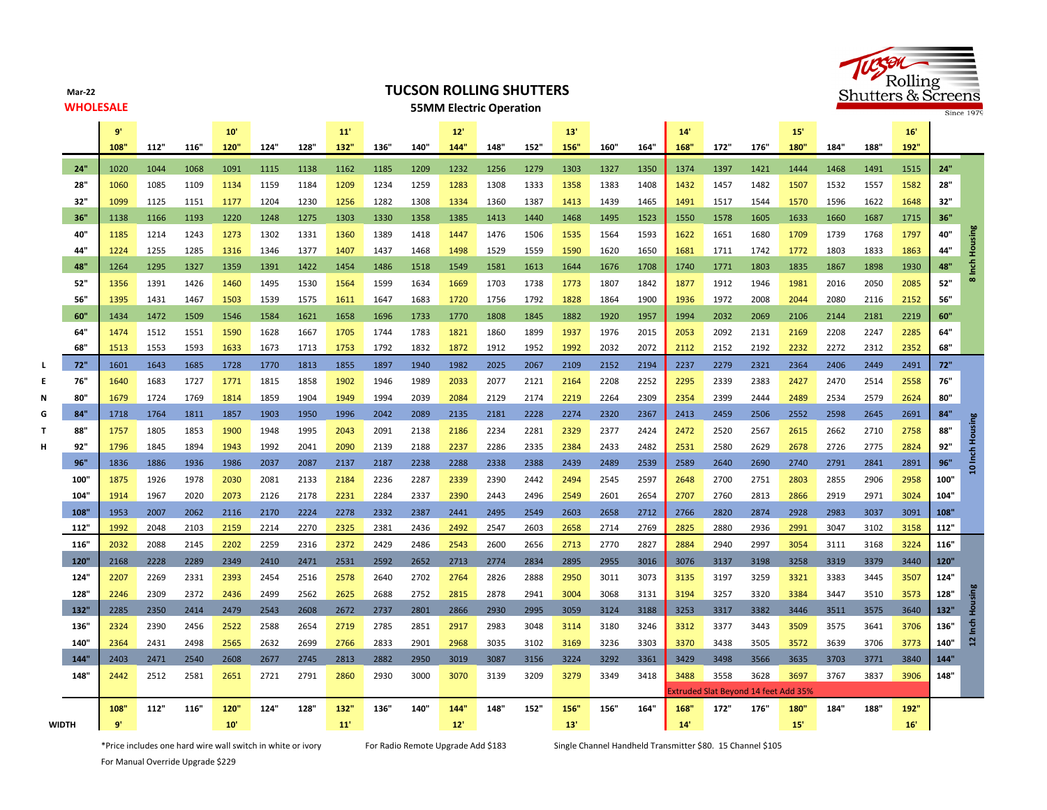Mar-22

**WHOLESALE**

# TUCSON ROLLING SHUTTERS

## 55MM Electric Operation

| LENGTH | 9' 108" | 112" | 116" | 10' 120" | 124" | 128" | 11' 132" | 136" | 140" | 12' 144" | 148" | 152" | 13' 156" | 160" | 164" | 14' 168" | 172" | 176" | 15' 180" | 184" | 188" | 16' 192" | | Housing |
|---|---|---|---|---|---|---|---|---|---|---|---|---|---|---|---|---|---|---|---|---|---|---|---|---|
| 24" | 1020 | 1044 | 1068 | 1091 | 1115 | 1138 | 1162 | 1185 | 1209 | 1232 | 1256 | 1279 | 1303 | 1327 | 1350 | 1374 | 1397 | 1421 | 1444 | 1468 | 1491 | 1515 | 24" | 8 Inch Housing |
| 28" | 1060 | 1085 | 1109 | 1134 | 1159 | 1184 | 1209 | 1234 | 1259 | 1283 | 1308 | 1333 | 1358 | 1383 | 1408 | 1432 | 1457 | 1482 | 1507 | 1532 | 1557 | 1582 | 28" | |
| 32" | 1099 | 1125 | 1151 | 1177 | 1204 | 1230 | 1256 | 1282 | 1308 | 1334 | 1360 | 1387 | 1413 | 1439 | 1465 | 1491 | 1517 | 1544 | 1570 | 1596 | 1622 | 1648 | 32" | |
| 36" | 1138 | 1166 | 1193 | 1220 | 1248 | 1275 | 1303 | 1330 | 1358 | 1385 | 1413 | 1440 | 1468 | 1495 | 1523 | 1550 | 1578 | 1605 | 1633 | 1660 | 1687 | 1715 | 36" | |
| 40" | 1185 | 1214 | 1243 | 1273 | 1302 | 1331 | 1360 | 1389 | 1418 | 1447 | 1476 | 1506 | 1535 | 1564 | 1593 | 1622 | 1651 | 1680 | 1709 | 1739 | 1768 | 1797 | 40" | |
| 44" | 1224 | 1255 | 1285 | 1316 | 1346 | 1377 | 1407 | 1437 | 1468 | 1498 | 1529 | 1559 | 1590 | 1620 | 1650 | 1681 | 1711 | 1742 | 1772 | 1803 | 1833 | 1863 | 44" | |
| 48" | 1264 | 1295 | 1327 | 1359 | 1391 | 1422 | 1454 | 1486 | 1518 | 1549 | 1581 | 1613 | 1644 | 1676 | 1708 | 1740 | 1771 | 1803 | 1835 | 1867 | 1898 | 1930 | 48" | |
| 52" | 1356 | 1391 | 1426 | 1460 | 1495 | 1530 | 1564 | 1599 | 1634 | 1669 | 1703 | 1738 | 1773 | 1807 | 1842 | 1877 | 1912 | 1946 | 1981 | 2016 | 2050 | 2085 | 52" | |
| 56" | 1395 | 1431 | 1467 | 1503 | 1539 | 1575 | 1611 | 1647 | 1683 | 1720 | 1756 | 1792 | 1828 | 1864 | 1900 | 1936 | 1972 | 2008 | 2044 | 2080 | 2116 | 2152 | 56" | |
| 60" | 1434 | 1472 | 1509 | 1546 | 1584 | 1621 | 1658 | 1696 | 1733 | 1770 | 1808 | 1845 | 1882 | 1920 | 1957 | 1994 | 2032 | 2069 | 2106 | 2144 | 2181 | 2219 | 60" | |
| 64" | 1474 | 1512 | 1551 | 1590 | 1628 | 1667 | 1705 | 1744 | 1783 | 1821 | 1860 | 1899 | 1937 | 1976 | 2015 | 2053 | 2092 | 2131 | 2169 | 2208 | 2247 | 2285 | 64" | |
| 68" | 1513 | 1553 | 1593 | 1633 | 1673 | 1713 | 1753 | 1792 | 1832 | 1872 | 1912 | 1952 | 1992 | 2032 | 2072 | 2112 | 2152 | 2192 | 2232 | 2272 | 2312 | 2352 | 68" | |
| 72" | 1601 | 1643 | 1685 | 1728 | 1770 | 1813 | 1855 | 1897 | 1940 | 1982 | 2025 | 2067 | 2109 | 2152 | 2194 | 2237 | 2279 | 2321 | 2364 | 2406 | 2449 | 2491 | 72" | 10 Inch Housing |
| 76" | 1640 | 1683 | 1727 | 1771 | 1815 | 1858 | 1902 | 1946 | 1989 | 2033 | 2077 | 2121 | 2164 | 2208 | 2252 | 2295 | 2339 | 2383 | 2427 | 2470 | 2514 | 2558 | 76" | |
| 80" | 1679 | 1724 | 1769 | 1814 | 1859 | 1904 | 1949 | 1994 | 2039 | 2084 | 2129 | 2174 | 2219 | 2264 | 2309 | 2354 | 2399 | 2444 | 2489 | 2534 | 2579 | 2624 | 80" | |
| 84" | 1718 | 1764 | 1811 | 1857 | 1903 | 1950 | 1996 | 2042 | 2089 | 2135 | 2181 | 2228 | 2274 | 2320 | 2367 | 2413 | 2459 | 2506 | 2552 | 2598 | 2645 | 2691 | 84" | |
| 88" | 1757 | 1805 | 1853 | 1900 | 1948 | 1995 | 2043 | 2091 | 2138 | 2186 | 2234 | 2281 | 2329 | 2377 | 2424 | 2472 | 2520 | 2567 | 2615 | 2662 | 2710 | 2758 | 88" | |
| 92" | 1796 | 1845 | 1894 | 1943 | 1992 | 2041 | 2090 | 2139 | 2188 | 2237 | 2286 | 2335 | 2384 | 2433 | 2482 | 2531 | 2580 | 2629 | 2678 | 2726 | 2775 | 2824 | 92" | |
| 96" | 1836 | 1886 | 1936 | 1986 | 2037 | 2087 | 2137 | 2187 | 2238 | 2288 | 2338 | 2388 | 2439 | 2489 | 2539 | 2589 | 2640 | 2690 | 2740 | 2791 | 2841 | 2891 | 96" | |
| 100" | 1875 | 1926 | 1978 | 2030 | 2081 | 2133 | 2184 | 2236 | 2287 | 2339 | 2390 | 2442 | 2494 | 2545 | 2597 | 2648 | 2700 | 2751 | 2803 | 2855 | 2906 | 2958 | 100" | |
| 104" | 1914 | 1967 | 2020 | 2073 | 2126 | 2178 | 2231 | 2284 | 2337 | 2390 | 2443 | 2496 | 2549 | 2601 | 2654 | 2707 | 2760 | 2813 | 2866 | 2919 | 2971 | 3024 | 104" | |
| 108" | 1953 | 2007 | 2062 | 2116 | 2170 | 2224 | 2278 | 2332 | 2387 | 2441 | 2495 | 2549 | 2603 | 2658 | 2712 | 2766 | 2820 | 2874 | 2928 | 2983 | 3037 | 3091 | 108" | |
| 112" | 1992 | 2048 | 2103 | 2159 | 2214 | 2270 | 2325 | 2381 | 2436 | 2492 | 2547 | 2603 | 2658 | 2714 | 2769 | 2825 | 2880 | 2936 | 2991 | 3047 | 3102 | 3158 | 112" | |
| 116" | 2032 | 2088 | 2145 | 2202 | 2259 | 2316 | 2372 | 2429 | 2486 | 2543 | 2600 | 2656 | 2713 | 2770 | 2827 | 2884 | 2940 | 2997 | 3054 | 3111 | 3168 | 3224 | 116" | 12 Inch Housing |
| 120" | 2168 | 2228 | 2289 | 2349 | 2410 | 2471 | 2531 | 2592 | 2652 | 2713 | 2774 | 2834 | 2895 | 2955 | 3016 | 3076 | 3137 | 3198 | 3258 | 3319 | 3379 | 3440 | 120" | |
| 124" | 2207 | 2269 | 2331 | 2393 | 2454 | 2516 | 2578 | 2640 | 2702 | 2764 | 2826 | 2888 | 2950 | 3011 | 3073 | 3135 | 3197 | 3259 | 3321 | 3383 | 3445 | 3507 | 124" | |
| 128" | 2246 | 2309 | 2372 | 2436 | 2499 | 2562 | 2625 | 2688 | 2752 | 2815 | 2878 | 2941 | 3004 | 3068 | 3131 | 3194 | 3257 | 3320 | 3384 | 3447 | 3510 | 3573 | 128" | |
| 132" | 2285 | 2350 | 2414 | 2479 | 2543 | 2608 | 2672 | 2737 | 2801 | 2866 | 2930 | 2995 | 3059 | 3124 | 3188 | 3253 | 3317 | 3382 | 3446 | 3511 | 3575 | 3640 | 132" | |
| 136" | 2324 | 2390 | 2456 | 2522 | 2588 | 2654 | 2719 | 2785 | 2851 | 2917 | 2983 | 3048 | 3114 | 3180 | 3246 | 3312 | 3377 | 3443 | 3509 | 3575 | 3641 | 3706 | 136" | |
| 140" | 2364 | 2431 | 2498 | 2565 | 2632 | 2699 | 2766 | 2833 | 2901 | 2968 | 3035 | 3102 | 3169 | 3236 | 3303 | 3370 | 3438 | 3505 | 3572 | 3639 | 3706 | 3773 | 140" | |
| 144" | 2403 | 2471 | 2540 | 2608 | 2677 | 2745 | 2813 | 2882 | 2950 | 3019 | 3087 | 3156 | 3224 | 3292 | 3361 | 3429 | 3498 | 3566 | 3635 | 3703 | 3771 | 3840 | 144" | |
| 148" | 2442 | 2512 | 2581 | 2651 | 2721 | 2791 | 2860 | 2930 | 3000 | 3070 | 3139 | 3209 | 3279 | 3349 | 3418 | 3488 | 3558 | 3628 | 3697 | 3767 | 3837 | 3906 | 148" | |
| | | | | | | | | | | | | | | | | Extruded Slat Beyond 14 feet Add 35% | | | | | | | | |
| WIDTH | 108" 9' | 112" | 116" | 120" 10' | 124" | 128" | 132" 11' | 136" | 140" | 144" 12' | 148" | 152" | 156" 13' | 156" | 164" | 168" 14' | 172" | 176" | 180" 15' | 184" | 188" | 192" 16' | | |

*Price includes one hard wire wall switch in white or ivory    For Radio Remote Upgrade Add $183    Single Channel Handheld Transmitter $80. 15 Channel $105

For Manual Override Upgrade $229